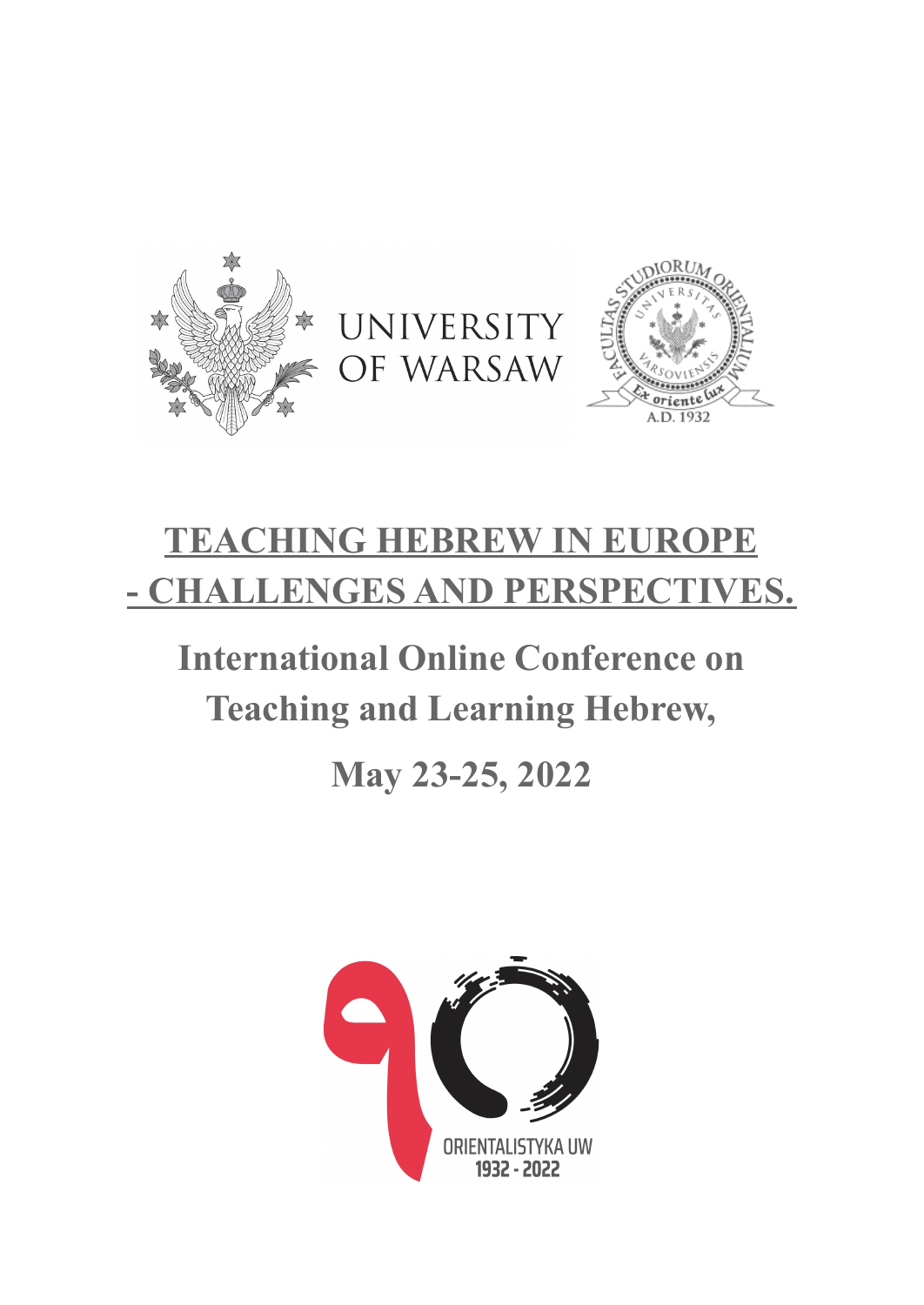UNIVERSITY OF WARSAW

# TEACHING HEBREW IN EUROPE - CHALLENGES AND PERSPECTIVES.

## International Online Conference on Teaching and Learning Hebrew,

## May 23-25, 2022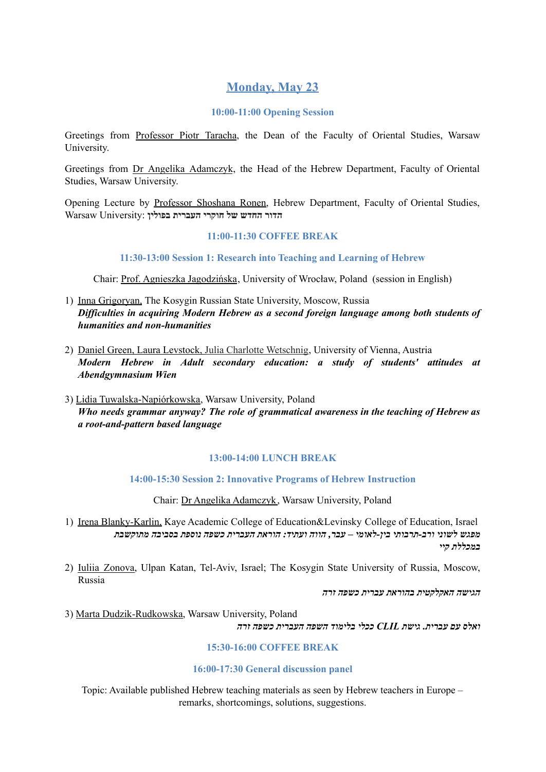## Monday, May 23

### 10:00-11:00 Opening Session

Greetings from Professor Piotr Taracha, the Dean of the Faculty of Oriental Studies, Warsaw University.

Greetings from Dr Angelika Adamczyk, the Head of the Hebrew Department, Faculty of Oriental Studies, Warsaw University.

Opening Lecture by Professor Shoshana Ronen, Hebrew Department, Faculty of Oriental Studies, Warsaw University: **הדור החדש של חוקרי העברית בפולין**

### 11:00-11:30 COFFEE BREAK

### 11:30-13:00 Session 1: Research into Teaching and Learning of Hebrew

Chair: Prof. Agnieszka Jagodzińska, University of Wrocław, Poland (session in English)

1) Inna Grigoryan, The Kosygin Russian State University, Moscow, Russia
   ***Difficulties in acquiring Modern Hebrew as a second foreign language among both students of humanities and non-humanities***

2) Daniel Green, Laura Levstock, Julia Charlotte Wetschnig, University of Vienna, Austria
   ***Modern Hebrew in Adult secondary education: a study of students' attitudes at Abendgymnasium Wien***

3) Lidia Tuwalska-Napiórkowska, Warsaw University, Poland
   ***Who needs grammar anyway? The role of grammatical awareness in the teaching of Hebrew as a root-and-pattern based language***

### 13:00-14:00 LUNCH BREAK

### 14:00-15:30 Session 2: Innovative Programs of Hebrew Instruction

Chair: Dr Angelika Adamczyk, Warsaw University, Poland

1) Irena Blanky-Karlin, Kaye Academic College of Education&Levinsky College of Education, Israel
   ***מפגש לשוני ורב-תרבותי בין-לאומי – עבר, הווה ועתיד: הוראת העברית כשפה נוספת בסביבה מתוקשבת במכללת קיי***

2) Iuliia Zonova, Ulpan Katan, Tel-Aviv, Israel; The Kosygin State University of Russia, Moscow, Russia
   ***הגישה האקלקטית בהוראת עברית כשפה זרה***

3) Marta Dudzik-Rudkowska, Warsaw University, Poland
   ***ואלס עם עברית. גישת CLIL ככלי בלימוד השפה העברית כשפה זרה***

### 15:30-16:00 COFFEE BREAK

### 16:00-17:30 General discussion panel

Topic: Available published Hebrew teaching materials as seen by Hebrew teachers in Europe – remarks, shortcomings, solutions, suggestions.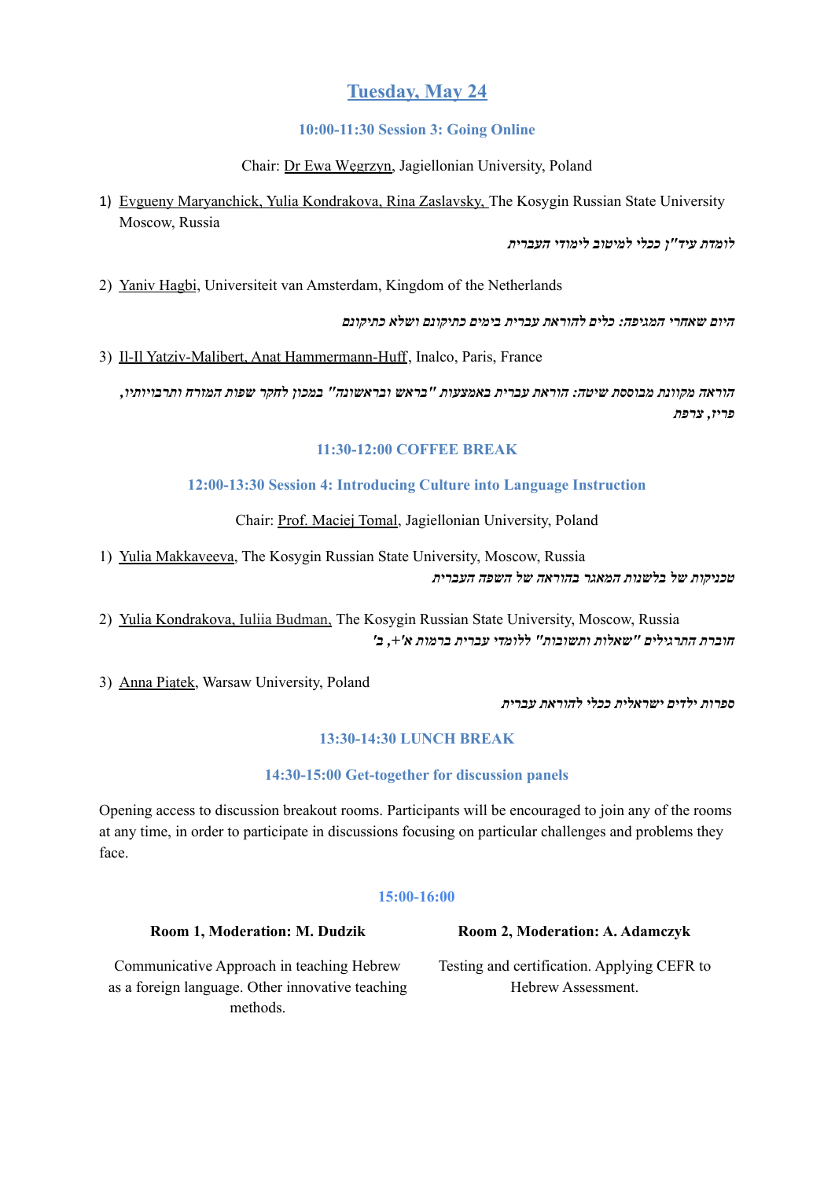## Tuesday, May 24

### 10:00-11:30 Session 3: Going Online

Chair: Dr Ewa Węgrzyn, Jagiellonian University, Poland

1) Evgueny Maryanchick, Yulia Kondrakova, Rina Zaslavsky, The Kosygin Russian State University Moscow, Russia

*לומדת עיד"ן ככלי למיטוב לימודי העברית*

2) Yaniv Hagbi, Universiteit van Amsterdam, Kingdom of the Netherlands

*היום שאחרי המגיפה: כלים להוראת עברית בימים כתיקונם ושלא כתיקונם*

3) Il-Il Yatziv-Malibert, Anat Hammermann-Huff, Inalco, Paris, France

*הוראה מקוונת מבוססת שיטה: הוראת עברית באמצעות "בראש ובראשונה" במכון לחקר שפות המזרח ותרבויותיו, פריז, צרפת*

### 11:30-12:00 COFFEE BREAK

### 12:00-13:30 Session 4: Introducing Culture into Language Instruction

Chair: Prof. Maciej Tomal, Jagiellonian University, Poland

1) Yulia Makkaveeva, The Kosygin Russian State University, Moscow, Russia

*טכניקות של בלשנות המאגר בהוראה של השפה העברית*

2) Yulia Kondrakova, Iuliia Budman, The Kosygin Russian State University, Moscow, Russia

*חוברת התרגילים "שאלות ותשובות" ללומדי עברית ברמות א'+, ב'*

3) Anna Piątek, Warsaw University, Poland

*ספרות ילדים ישראלית ככלי להוראת עברית*

### 13:30-14:30 LUNCH BREAK

### 14:30-15:00 Get-together for discussion panels

Opening access to discussion breakout rooms. Participants will be encouraged to join any of the rooms at any time, in order to participate in discussions focusing on particular challenges and problems they face.

### 15:00-16:00

**Room 1, Moderation: M. Dudzik**

Communicative Approach in teaching Hebrew as a foreign language. Other innovative teaching methods.

**Room 2, Moderation: A. Adamczyk**

Testing and certification. Applying CEFR to Hebrew Assessment.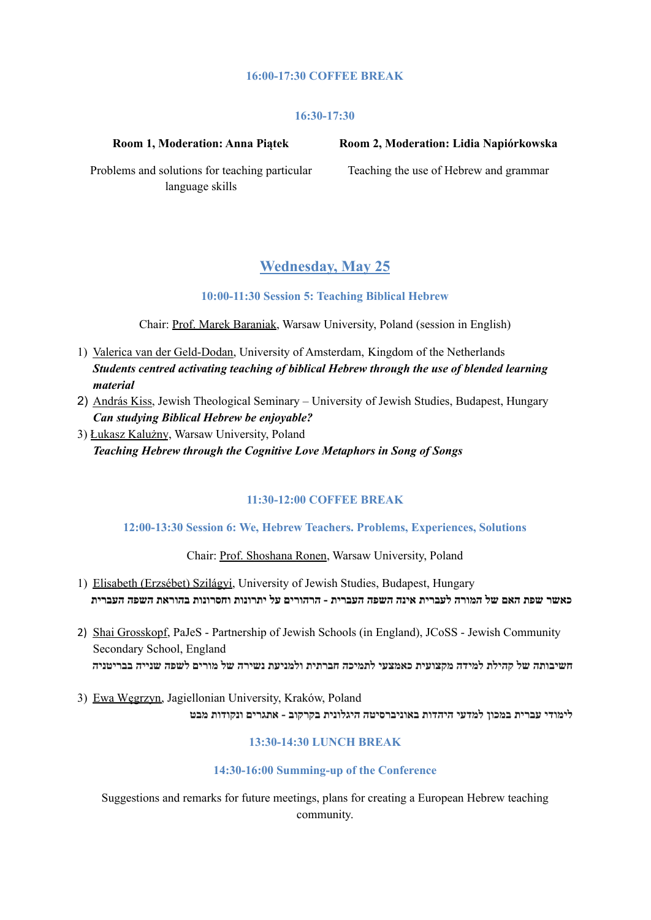**16:00-17:30 COFFEE BREAK**

**16:30-17:30**

**Room 1, Moderation: Anna Piątek**

Problems and solutions for teaching particular language skills

**Room 2, Moderation: Lidia Napiórkowska**

Teaching the use of Hebrew and grammar

## Wednesday, May 25

### 10:00-11:30 Session 5: Teaching Biblical Hebrew

Chair: Prof. Marek Baraniak, Warsaw University, Poland (session in English)

1) Valerica van der Geld-Dodan, University of Amsterdam, Kingdom of the Netherlands
   ***Students centred activating teaching of biblical Hebrew through the use of blended learning material***
2) András Kiss, Jewish Theological Seminary – University of Jewish Studies, Budapest, Hungary
   ***Can studying Biblical Hebrew be enjoyable?***
3) Łukasz Kalużny, Warsaw University, Poland
   ***Teaching Hebrew through the Cognitive Love Metaphors in Song of Songs***

### 11:30-12:00 COFFEE BREAK

### 12:00-13:30 Session 6: We, Hebrew Teachers. Problems, Experiences, Solutions

Chair: Prof. Shoshana Ronen, Warsaw University, Poland

1) Elisabeth (Erzsébet) Szilágyi, University of Jewish Studies, Budapest, Hungary
   **כאשר שפת האם של המורה לעברית אינה השפה העברית - הרהורים על יתרונות וחסרונות בהוראת השפה העברית**

2) Shai Grosskopf, PaJeS - Partnership of Jewish Schools (in England), JCoSS - Jewish Community Secondary School, England
   **חשיבותה של קהילת למידה מקצועית כאמצעי לתמיכה חברתית ולמניעת נשירה של מורים לשפה שנייה בבריטניה**

3) Ewa Węgrzyn, Jagiellonian University, Kraków, Poland
   **לימודי עברית במכון למדעי היהדות באוניברסיטה היגלונית בקרקוב - אתגרים ונקודות מבט**

### 13:30-14:30 LUNCH BREAK

### 14:30-16:00 Summing-up of the Conference

Suggestions and remarks for future meetings, plans for creating a European Hebrew teaching community.